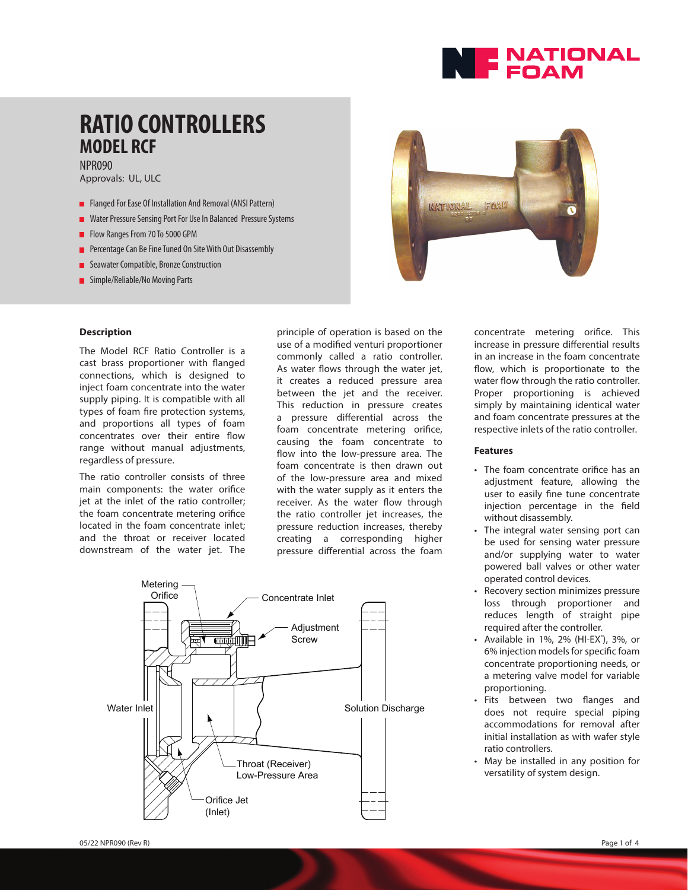# RATIO CONTROLLERS
## MODEL RCF

NPR090

Approvals: UL, ULC

- Flanged For Ease Of Installation And Removal (ANSI Pattern)
- Water Pressure Sensing Port For Use In Balanced Pressure Systems
- Flow Ranges From 70 To 5000 GPM
- Percentage Can Be Fine Tuned On Site With Out Disassembly
- Seawater Compatible, Bronze Construction
- Simple/Reliable/No Moving Parts

### Description

The Model RCF Ratio Controller is a cast brass proportioner with flanged connections, which is designed to inject foam concentrate into the water supply piping. It is compatible with all types of foam fire protection systems, and proportions all types of foam concentrates over their entire flow range without manual adjustments, regardless of pressure.

The ratio controller consists of three main components: the water orifice jet at the inlet of the ratio controller; the foam concentrate metering orifice located in the foam concentrate inlet; and the throat or receiver located downstream of the water jet. The principle of operation is based on the use of a modified venturi proportioner commonly called a ratio controller. As water flows through the water jet, it creates a reduced pressure area between the jet and the receiver. This reduction in pressure creates a pressure differential across the foam concentrate metering orifice, causing the foam concentrate to flow into the low-pressure area. The foam concentrate is then drawn out of the low-pressure area and mixed with the water supply as it enters the receiver. As the water flow through the ratio controller jet increases, the pressure reduction increases, thereby creating a corresponding higher pressure differential across the foam concentrate metering orifice. This increase in pressure differential results in an increase in the foam concentrate flow, which is proportionate to the water flow through the ratio controller. Proper proportioning is achieved simply by maintaining identical water and foam concentrate pressures at the respective inlets of the ratio controller.

Metering Orifice | Concentrate Inlet | Adjustment Screw | Water Inlet | Solution Discharge | Throat (Receiver) Low-Pressure Area | Orifice Jet (Inlet)

### Features

- The foam concentrate orifice has an adjustment feature, allowing the user to easily fine tune concentrate injection percentage in the field without disassembly.
- The integral water sensing port can be used for sensing water pressure and/or supplying water to water powered ball valves or other water operated control devices.
- Recovery section minimizes pressure loss through proportioner and reduces length of straight pipe required after the controller.
- Available in 1%, 2% (HI-EX®), 3%, or 6% injection models for specific foam concentrate proportioning needs, or a metering valve model for variable proportioning.
- Fits between two flanges and does not require special piping accommodations for removal after initial installation as with wafer style ratio controllers.
- May be installed in any position for versatility of system design.

05/22 NPR090 (Rev R)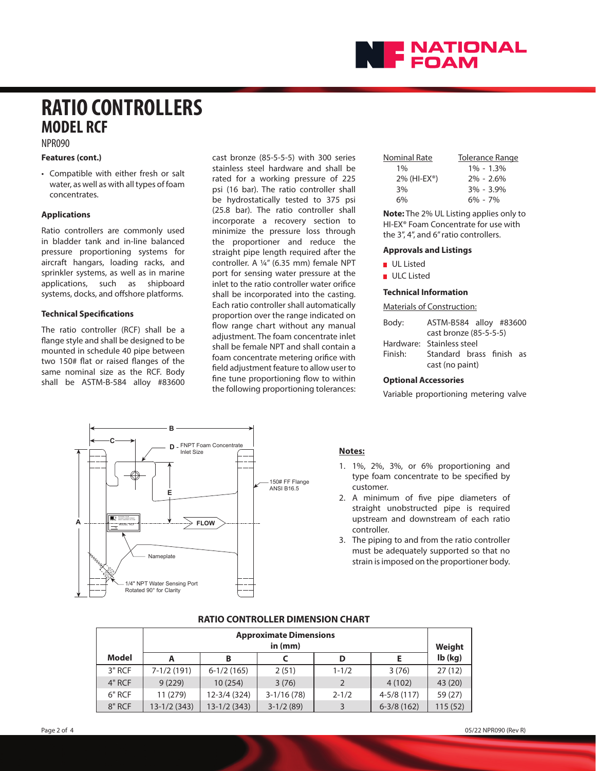# RATIO CONTROLLERS
## MODEL RCF

NPR090

### Features (cont.)

- Compatible with either fresh or salt water, as well as with all types of foam concentrates.

### Applications

Ratio controllers are commonly used in bladder tank and in-line balanced pressure proportioning systems for aircraft hangars, loading racks, and sprinkler systems, as well as in marine applications, such as shipboard systems, docks, and offshore platforms.

### Technical Specifications

The ratio controller (RCF) shall be a flange style and shall be designed to be mounted in schedule 40 pipe between two 150# flat or raised flanges of the same nominal size as the RCF. Body shall be ASTM-B-584 alloy #83600 cast bronze (85-5-5-5) with 300 series stainless steel hardware and shall be rated for a working pressure of 225 psi (16 bar). The ratio controller shall be hydrostatically tested to 375 psi (25.8 bar). The ratio controller shall incorporate a recovery section to minimize the pressure loss through the proportioner and reduce the straight pipe length required after the controller. A ¼″ (6.35 mm) female NPT port for sensing water pressure at the inlet to the ratio controller water orifice shall be incorporated into the casting. Each ratio controller shall automatically proportion over the range indicated on flow range chart without any manual adjustment. The foam concentrate inlet shall be female NPT and shall contain a foam concentrate metering orifice with field adjustment feature to allow user to fine tune proportioning flow to within the following proportioning tolerances:

| Nominal Rate | Tolerance Range |
|---|---|
| 1% | 1% - 1.3% |
| 2% (HI-EX®) | 2% - 2.6% |
| 3% | 3% - 3.9% |
| 6% | 6% - 7% |

**Note:** The 2% UL Listing applies only to HI-EX® Foam Concentrate for use with the 3", 4", and 6" ratio controllers.

### Approvals and Listings

- UL Listed
- ULC Listed

### Technical Information

Materials of Construction:

Body: ASTM-B584 alloy #83600 cast bronze (85-5-5-5)
Hardware: Stainless steel
Finish: Standard brass finish as cast (no paint)

### Optional Accessories

Variable proportioning metering valve

A, B, C, D - FNPT Foam Concentrate Inlet Size, E, FLOW, 150# FF Flange ANSI B16.5, Nameplate, 1/4" NPT Water Sensing Port Rotated 90° for Clarity

**Notes:**

1. 1%, 2%, 3%, or 6% proportioning and type foam concentrate to be specified by customer.
2. A minimum of five pipe diameters of straight unobstructed pipe is required upstream and downstream of each ratio controller.
3. The piping to and from the ratio controller must be adequately supported so that no strain is imposed on the proportioner body.

### RATIO CONTROLLER DIMENSION CHART

| Model | Approximate Dimensions in (mm) | | | | | Weight lb (kg) |
|---|---|---|---|---|---|---|
| | A | B | C | D | E | |
| 3" RCF | 7-1/2 (191) | 6-1/2 (165) | 2 (51) | 1-1/2 | 3 (76) | 27 (12) |
| 4" RCF | 9 (229) | 10 (254) | 3 (76) | 2 | 4 (102) | 43 (20) |
| 6" RCF | 11 (279) | 12-3/4 (324) | 3-1/16 (78) | 2-1/2 | 4-5/8 (117) | 59 (27) |
| 8" RCF | 13-1/2 (343) | 13-1/2 (343) | 3-1/2 (89) | 3 | 6-3/8 (162) | 115 (52) |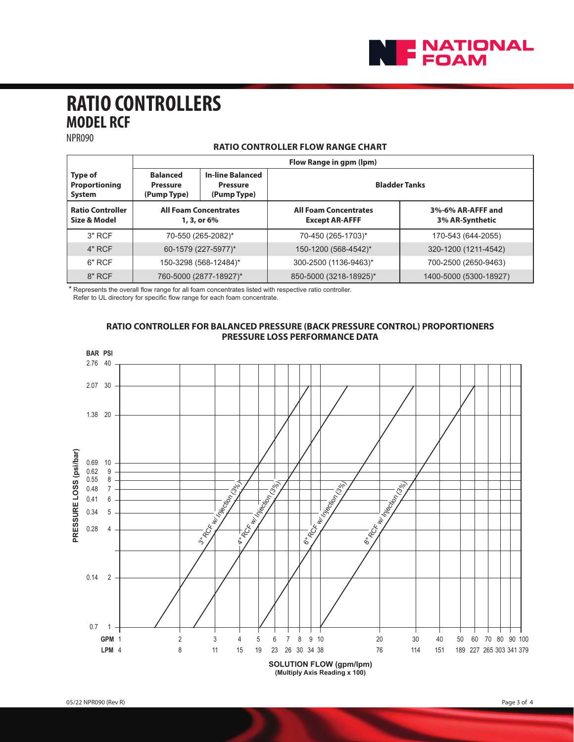# RATIO CONTROLLERS
## MODEL RCF

NPR090

### RATIO CONTROLLER FLOW RANGE CHART

| | Flow Range in gpm (lpm) | | | |
|---|---|---|---|---|
| **Type of Proportioning System** | **Balanced Pressure (Pump Type)** | **In-line Balanced Pressure (Pump Type)** | **Bladder Tanks** | |
| **Ratio Controller Size & Model** | **All Foam Concentrates 1, 3, or 6%** | | **All Foam Concentrates Except AR-AFFF** | **3%-6% AR-AFFF and 3% AR-Synthetic** |
| 3" RCF | 70-550 (265-2082)* | | 70-450 (265-1703)* | 170-543 (644-2055) |
| 4" RCF | 60-1579 (227-5977)* | | 150-1200 (568-4542)* | 320-1200 (1211-4542) |
| 6" RCF | 150-3298 (568-12484)* | | 300-2500 (1136-9463)* | 700-2500 (2650-9463) |
| 8" RCF | 760-5000 (2877-18927)* | | 850-5000 (3218-18925)* | 1400-5000 (5300-18927) |

\* Represents the overall flow range for all foam concentrates listed with respective ratio controller. Refer to UL directory for specific flow range for each foam concentrate.

### RATIO CONTROLLER FOR BALANCED PRESSURE (BACK PRESSURE CONTROL) PROPORTIONERS PRESSURE LOSS PERFORMANCE DATA

PRESSURE LOSS (psi/bar)

| BAR | PSI |
|---|---|
| 2.76 | 40 |
| 2.07 | 30 |
| 1.38 | 20 |
| 0.69 | 10 |
| 0.62 | 9 |
| 0.55 | 8 |
| 0.48 | 7 |
| 0.41 | 6 |
| 0.34 | 5 |
| 0.28 | 4 |
| 0.14 | 2 |
| 0.7 | 1 |

3" RCF w/ Injection (3%)

4" RCF w/ Injection (3%)

6" RCF w/ Injection (3%)

8" RCF w/ Injection (3%)

| GPM | 1 | 2 | 3 | 4 | 5 | 6 | 7 | 8 | 9 | 10 | 20 | 30 | 40 | 50 | 60 | 70 | 80 | 90 | 100 |
|---|---|---|---|---|---|---|---|---|---|---|---|---|---|---|---|---|---|---|---|
| LPM | 4 | 8 | 11 | 15 | 19 | 23 | 26 | 30 | 34 | 38 | 76 | 114 | 151 | 189 | 227 | 265 | 303 | 341 | 379 |

**SOLUTION FLOW (gpm/lpm)**
**(Multiply Axis Reading x 100)**

05/22 NPR090 (Rev R)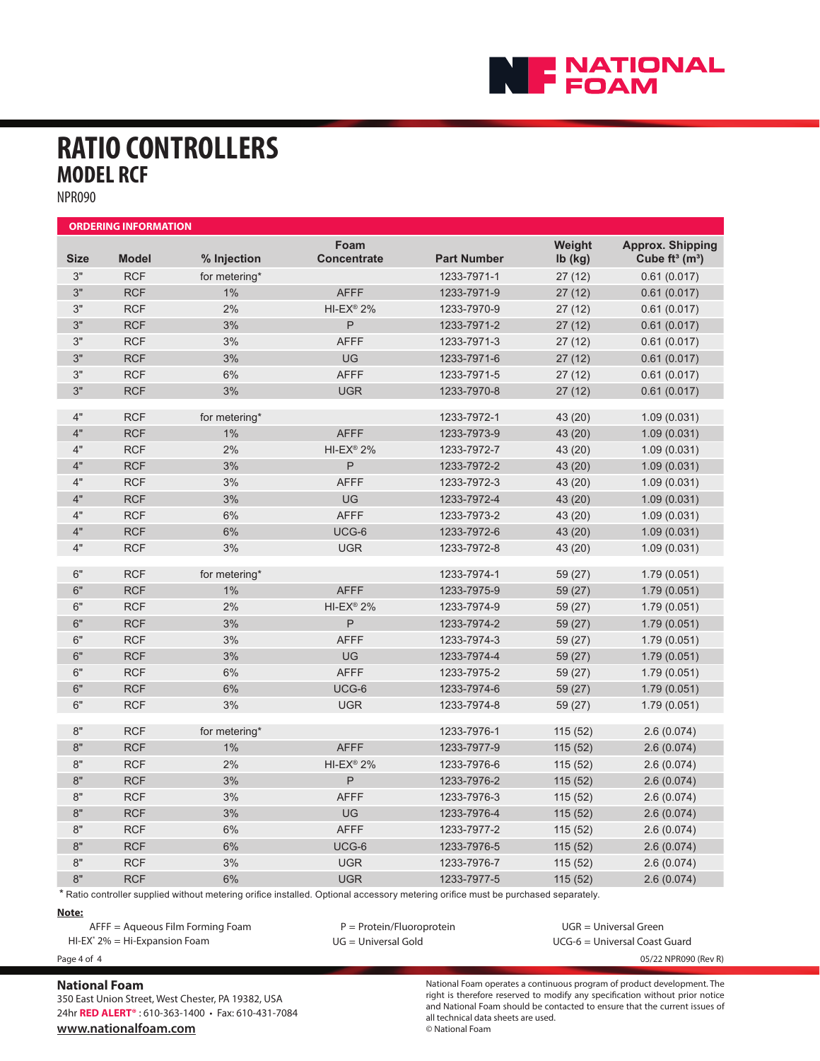# RATIO CONTROLLERS
## MODEL RCF
NPR090

**ORDERING INFORMATION**

| Size | Model | % Injection | Foam Concentrate | Part Number | Weight lb (kg) | Approx. Shipping Cube ft³ (m³) |
|---|---|---|---|---|---|---|
| 3" | RCF | for metering* | | 1233-7971-1 | 27 (12) | 0.61 (0.017) |
| 3" | RCF | 1% | AFFF | 1233-7971-9 | 27 (12) | 0.61 (0.017) |
| 3" | RCF | 2% | HI-EX® 2% | 1233-7970-9 | 27 (12) | 0.61 (0.017) |
| 3" | RCF | 3% | P | 1233-7971-2 | 27 (12) | 0.61 (0.017) |
| 3" | RCF | 3% | AFFF | 1233-7971-3 | 27 (12) | 0.61 (0.017) |
| 3" | RCF | 3% | UG | 1233-7971-6 | 27 (12) | 0.61 (0.017) |
| 3" | RCF | 6% | AFFF | 1233-7971-5 | 27 (12) | 0.61 (0.017) |
| 3" | RCF | 3% | UGR | 1233-7970-8 | 27 (12) | 0.61 (0.017) |
| 4" | RCF | for metering* | | 1233-7972-1 | 43 (20) | 1.09 (0.031) |
| 4" | RCF | 1% | AFFF | 1233-7973-9 | 43 (20) | 1.09 (0.031) |
| 4" | RCF | 2% | HI-EX® 2% | 1233-7972-7 | 43 (20) | 1.09 (0.031) |
| 4" | RCF | 3% | P | 1233-7972-2 | 43 (20) | 1.09 (0.031) |
| 4" | RCF | 3% | AFFF | 1233-7972-3 | 43 (20) | 1.09 (0.031) |
| 4" | RCF | 3% | UG | 1233-7972-4 | 43 (20) | 1.09 (0.031) |
| 4" | RCF | 6% | AFFF | 1233-7973-2 | 43 (20) | 1.09 (0.031) |
| 4" | RCF | 6% | UCG-6 | 1233-7972-6 | 43 (20) | 1.09 (0.031) |
| 4" | RCF | 3% | UGR | 1233-7972-8 | 43 (20) | 1.09 (0.031) |
| 6" | RCF | for metering* | | 1233-7974-1 | 59 (27) | 1.79 (0.051) |
| 6" | RCF | 1% | AFFF | 1233-7975-9 | 59 (27) | 1.79 (0.051) |
| 6" | RCF | 2% | HI-EX® 2% | 1233-7974-9 | 59 (27) | 1.79 (0.051) |
| 6" | RCF | 3% | P | 1233-7974-2 | 59 (27) | 1.79 (0.051) |
| 6" | RCF | 3% | AFFF | 1233-7974-3 | 59 (27) | 1.79 (0.051) |
| 6" | RCF | 3% | UG | 1233-7974-4 | 59 (27) | 1.79 (0.051) |
| 6" | RCF | 6% | AFFF | 1233-7975-2 | 59 (27) | 1.79 (0.051) |
| 6" | RCF | 6% | UCG-6 | 1233-7974-6 | 59 (27) | 1.79 (0.051) |
| 6" | RCF | 3% | UGR | 1233-7974-8 | 59 (27) | 1.79 (0.051) |
| 8" | RCF | for metering* | | 1233-7976-1 | 115 (52) | 2.6 (0.074) |
| 8" | RCF | 1% | AFFF | 1233-7977-9 | 115 (52) | 2.6 (0.074) |
| 8" | RCF | 2% | HI-EX® 2% | 1233-7976-6 | 115 (52) | 2.6 (0.074) |
| 8" | RCF | 3% | P | 1233-7976-2 | 115 (52) | 2.6 (0.074) |
| 8" | RCF | 3% | AFFF | 1233-7976-3 | 115 (52) | 2.6 (0.074) |
| 8" | RCF | 3% | UG | 1233-7976-4 | 115 (52) | 2.6 (0.074) |
| 8" | RCF | 6% | AFFF | 1233-7977-2 | 115 (52) | 2.6 (0.074) |
| 8" | RCF | 6% | UCG-6 | 1233-7976-5 | 115 (52) | 2.6 (0.074) |
| 8" | RCF | 3% | UGR | 1233-7976-7 | 115 (52) | 2.6 (0.074) |
| 8" | RCF | 6% | UGR | 1233-7977-5 | 115 (52) | 2.6 (0.074) |

\* Ratio controller supplied without metering orifice installed. Optional accessory metering orifice must be purchased separately.

**Note:**

AFFF = Aqueous Film Forming Foam
HI-EX® 2% = Hi-Expansion Foam
P = Protein/Fluoroprotein
UG = Universal Gold
UGR = Universal Green
UCG-6 = Universal Coast Guard

05/22 NPR090 (Rev R)

**National Foam**
350 East Union Street, West Chester, PA 19382, USA
24hr **RED ALERT®** : 610-363-1400 • Fax: 610-431-7084
www.nationalfoam.com

National Foam operates a continuous program of product development. The right is therefore reserved to modify any specification without prior notice and National Foam should be contacted to ensure that the current issues of all technical data sheets are used.
© National Foam